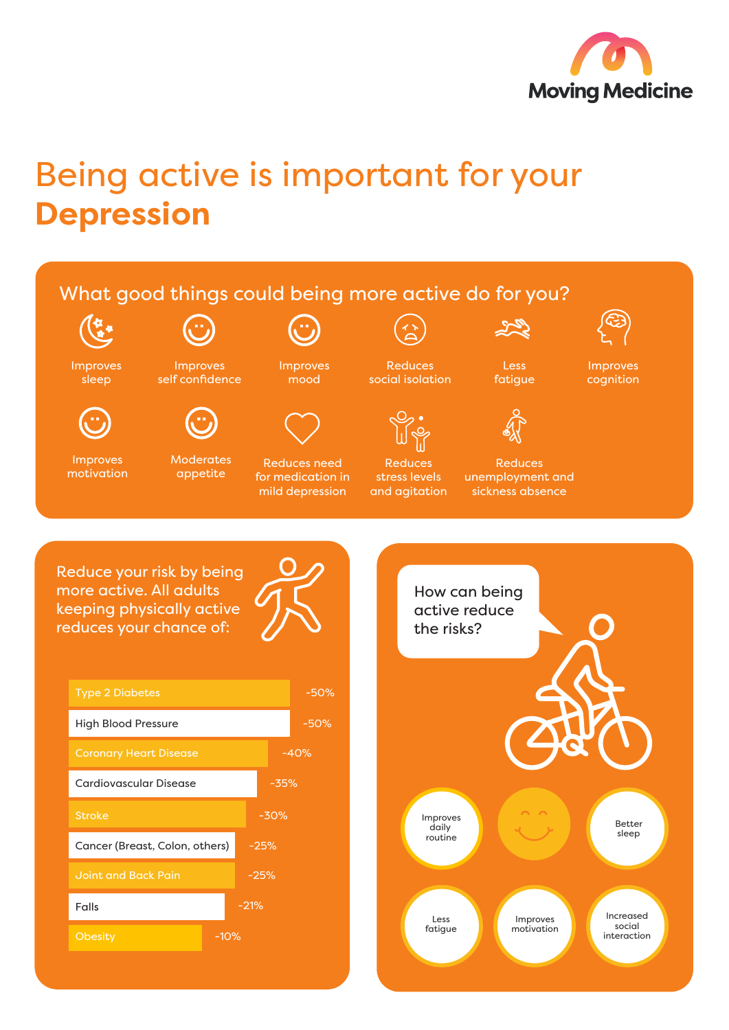Moving Medicine

# Being active is important for your **Depression**

## What good things could being more active do for you?

- Improves sleep
- Improves self confidence
- Improves mood
- Reduces social isolation
- Less fatigue
- Improves cognition
- Improves motivation
- Moderates appetite
- Reduces need for medication in mild depression
- Reduces stress levels and agitation
- Reduces unemployment and sickness absence

## Reduce your risk by being more active. All adults keeping physically active reduces your chance of:

| Condition | Risk reduction |
|---|---|
| Type 2 Diabetes | -50% |
| High Blood Pressure | -50% |
| Coronary Heart Disease | -40% |
| Cardiovascular Disease | -35% |
| Stroke | -30% |
| Cancer (Breast, Colon, others) | -25% |
| Joint and Back Pain | -25% |
| Falls | -21% |
| Obesity | -10% |

## How can being active reduce the risks?

- Improves daily routine
- Better sleep
- Less fatigue
- Improves motivation
- Increased social interaction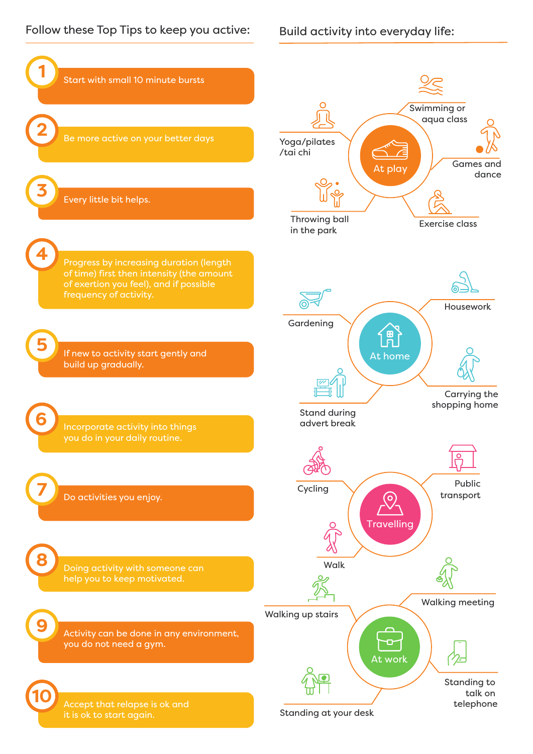## Follow these Top Tips to keep you active:

1. Start with small 10 minute bursts
2. Be more active on your better days
3. Every little bit helps.
4. Progress by increasing duration (length of time) first then intensity (the amount of exertion you feel), and if possible frequency of activity.
5. If new to activity start gently and build up gradually.
6. Incorporate activity into things you do in your daily routine.
7. Do activities you enjoy.
8. Doing activity with someone can help you to keep motivated.
9. Activity can be done in any environment, you do not need a gym.
10. Accept that relapse is ok and it is ok to start again.

## Build activity into everyday life:

**At play**
- Swimming or aqua class
- Yoga/pilates /tai chi
- Games and dance
- Throwing ball in the park
- Exercise class

**At home**
- Gardening
- Housework
- Stand during advert break
- Carrying the shopping home

**Travelling**
- Cycling
- Public transport
- Walk

**At work**
- Walking up stairs
- Walking meeting
- Standing to talk on telephone
- Standing at your desk